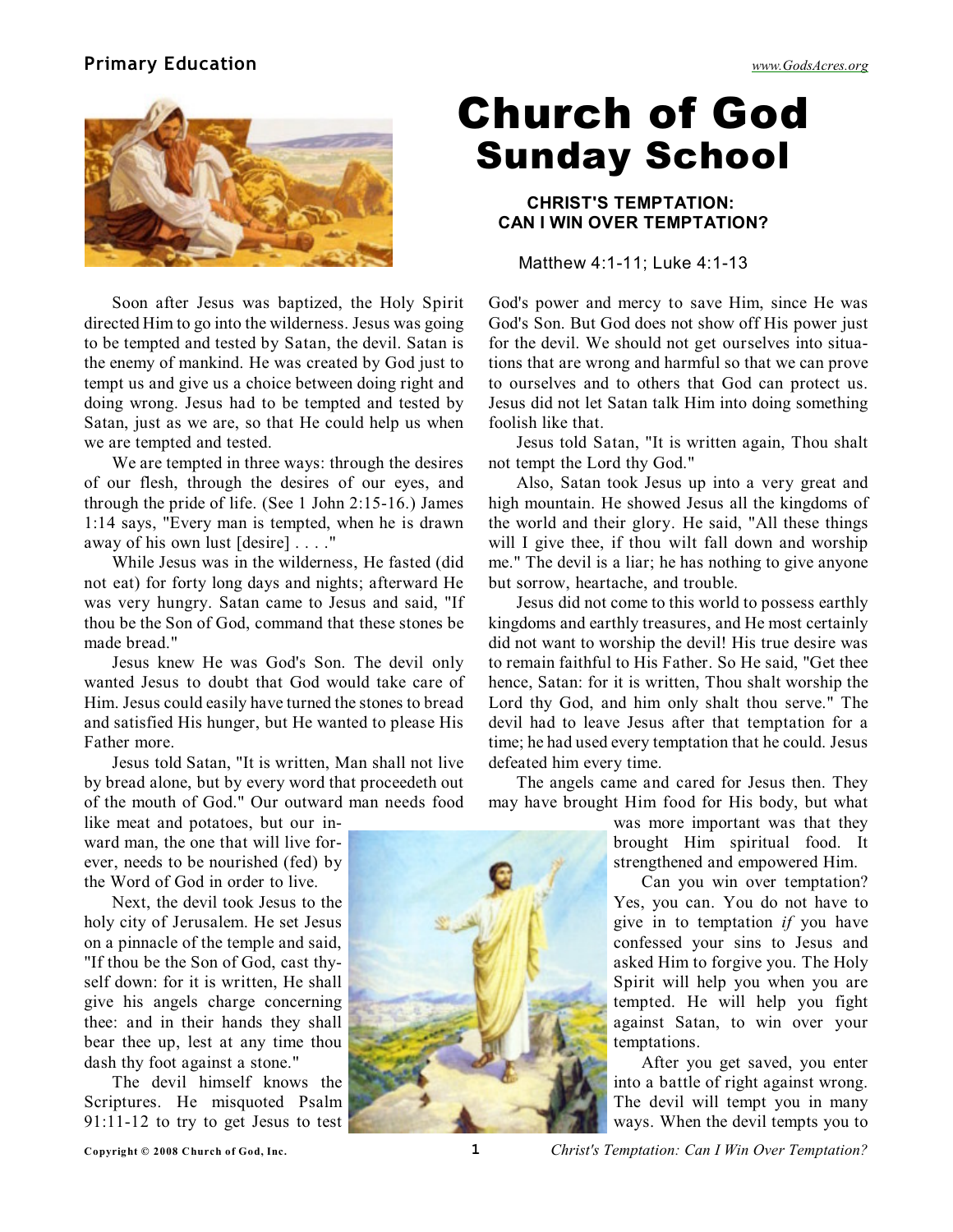# Church of God Sunday School

## CHRIST'S TEMPTATION: CAN I WIN OVER TEMPTATION?

Matthew 4:1-11; Luke 4:1-13

Soon after Jesus was baptized, the Holy Spirit directed Him to go into the wilderness. Jesus was going to be tempted and tested by Satan, the devil. Satan is the enemy of mankind. He was created by God just to tempt us and give us a choice between doing right and doing wrong. Jesus had to be tempted and tested by Satan, just as we are, so that He could help us when we are tempted and tested.

We are tempted in three ways: through the desires of our flesh, through the desires of our eyes, and through the pride of life. (See 1 John 2:15-16.) James 1:14 says, "Every man is tempted, when he is drawn away of his own lust [desire] . . . ."

While Jesus was in the wilderness, He fasted (did not eat) for forty long days and nights; afterward He was very hungry. Satan came to Jesus and said, "If thou be the Son of God, command that these stones be made bread."

Jesus knew He was God's Son. The devil only wanted Jesus to doubt that God would take care of Him. Jesus could easily have turned the stones to bread and satisfied His hunger, but He wanted to please His Father more.

Jesus told Satan, "It is written, Man shall not live by bread alone, but by every word that proceedeth out of the mouth of God." Our outward man needs food like meat and potatoes, but our inward man, the one that will live forever, needs to be nourished (fed) by the Word of God in order to live.

Next, the devil took Jesus to the holy city of Jerusalem. He set Jesus on a pinnacle of the temple and said, "If thou be the Son of God, cast thyself down: for it is written, He shall give his angels charge concerning thee: and in their hands they shall bear thee up, lest at any time thou dash thy foot against a stone."

The devil himself knows the Scriptures. He misquoted Psalm 91:11-12 to try to get Jesus to test God's power and mercy to save Him, since He was God's Son. But God does not show off His power just for the devil. We should not get ourselves into situations that are wrong and harmful so that we can prove to ourselves and to others that God can protect us. Jesus did not let Satan talk Him into doing something foolish like that.

Jesus told Satan, "It is written again, Thou shalt not tempt the Lord thy God."

Also, Satan took Jesus up into a very great and high mountain. He showed Jesus all the kingdoms of the world and their glory. He said, "All these things will I give thee, if thou wilt fall down and worship me." The devil is a liar; he has nothing to give anyone but sorrow, heartache, and trouble.

Jesus did not come to this world to possess earthly kingdoms and earthly treasures, and He most certainly did not want to worship the devil! His true desire was to remain faithful to His Father. So He said, "Get thee hence, Satan: for it is written, Thou shalt worship the Lord thy God, and him only shalt thou serve." The devil had to leave Jesus after that temptation for a time; he had used every temptation that he could. Jesus defeated him every time.

The angels came and cared for Jesus then. They may have brought Him food for His body, but what was more important was that they brought Him spiritual food. It strengthened and empowered Him.

Can you win over temptation? Yes, you can. You do not have to give in to temptation *if* you have confessed your sins to Jesus and asked Him to forgive you. The Holy Spirit will help you when you are tempted. He will help you fight against Satan, to win over your temptations.

After you get saved, you enter into a battle of right against wrong. The devil will tempt you in many ways. When the devil tempts you to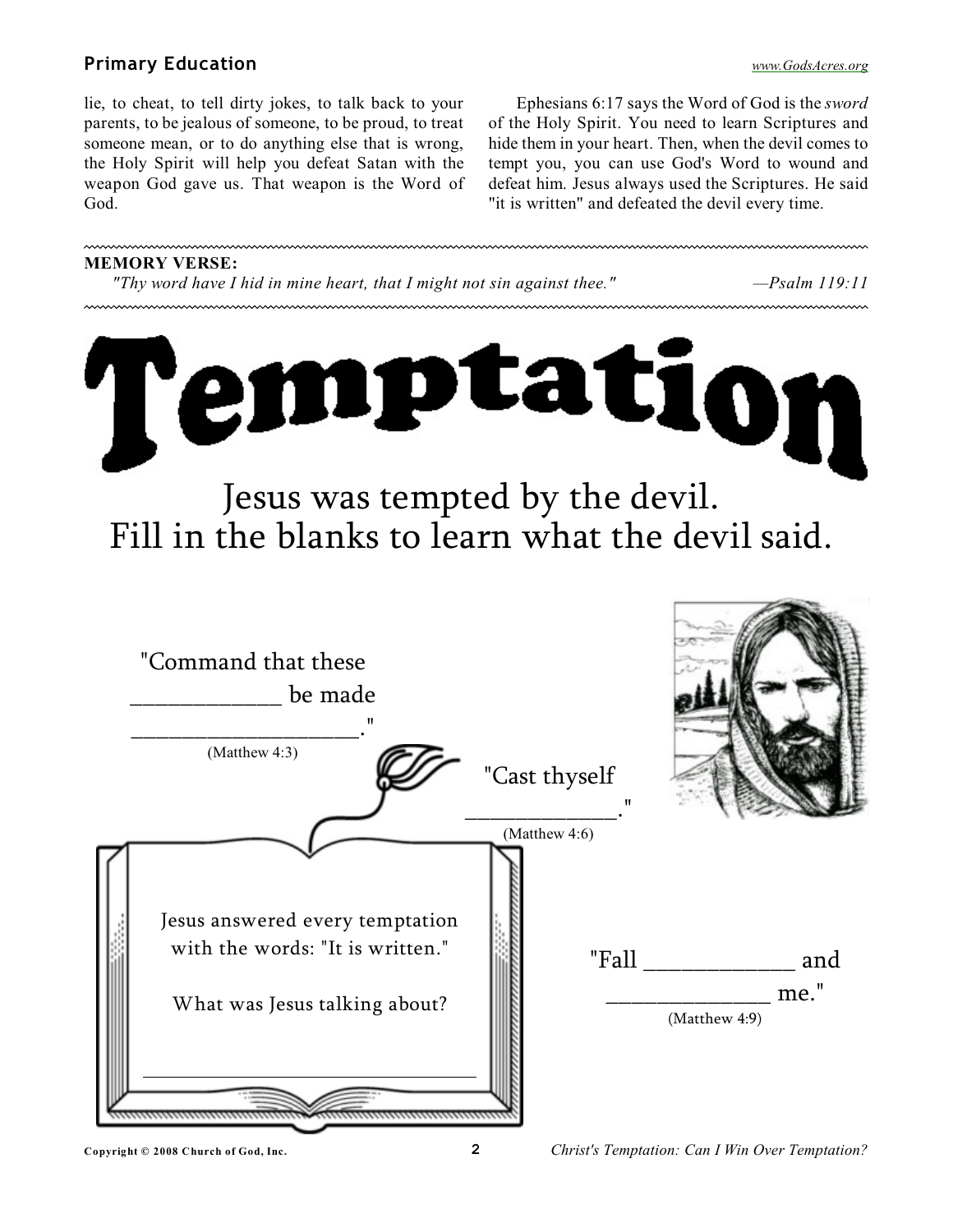lie, to cheat, to tell dirty jokes, to talk back to your parents, to be jealous of someone, to be proud, to treat someone mean, or to do anything else that is wrong, the Holy Spirit will help you defeat Satan with the weapon God gave us. That weapon is the Word of God.

Ephesians 6:17 says the Word of God is the *sword* of the Holy Spirit. You need to learn Scriptures and hide them in your heart. Then, when the devil comes to tempt you, you can use God's Word to wound and defeat him. Jesus always used the Scriptures. He said "it is written" and defeated the devil every time.

**MEMORY VERSE:**
*"Thy word have I hid in mine heart, that I might not sin against thee."* —*Psalm 119:11*

# Temptation

Jesus was tempted by the devil.
Fill in the blanks to learn what the devil said.

"Command that these ____________ be made ___________________."
(Matthew 4:3)

"Cast thyself ____________."
(Matthew 4:6)

"Fall ____________ and ____________ me."
(Matthew 4:9)

Jesus answered every temptation with the words: "It is written."

What was Jesus talking about?

________________________________